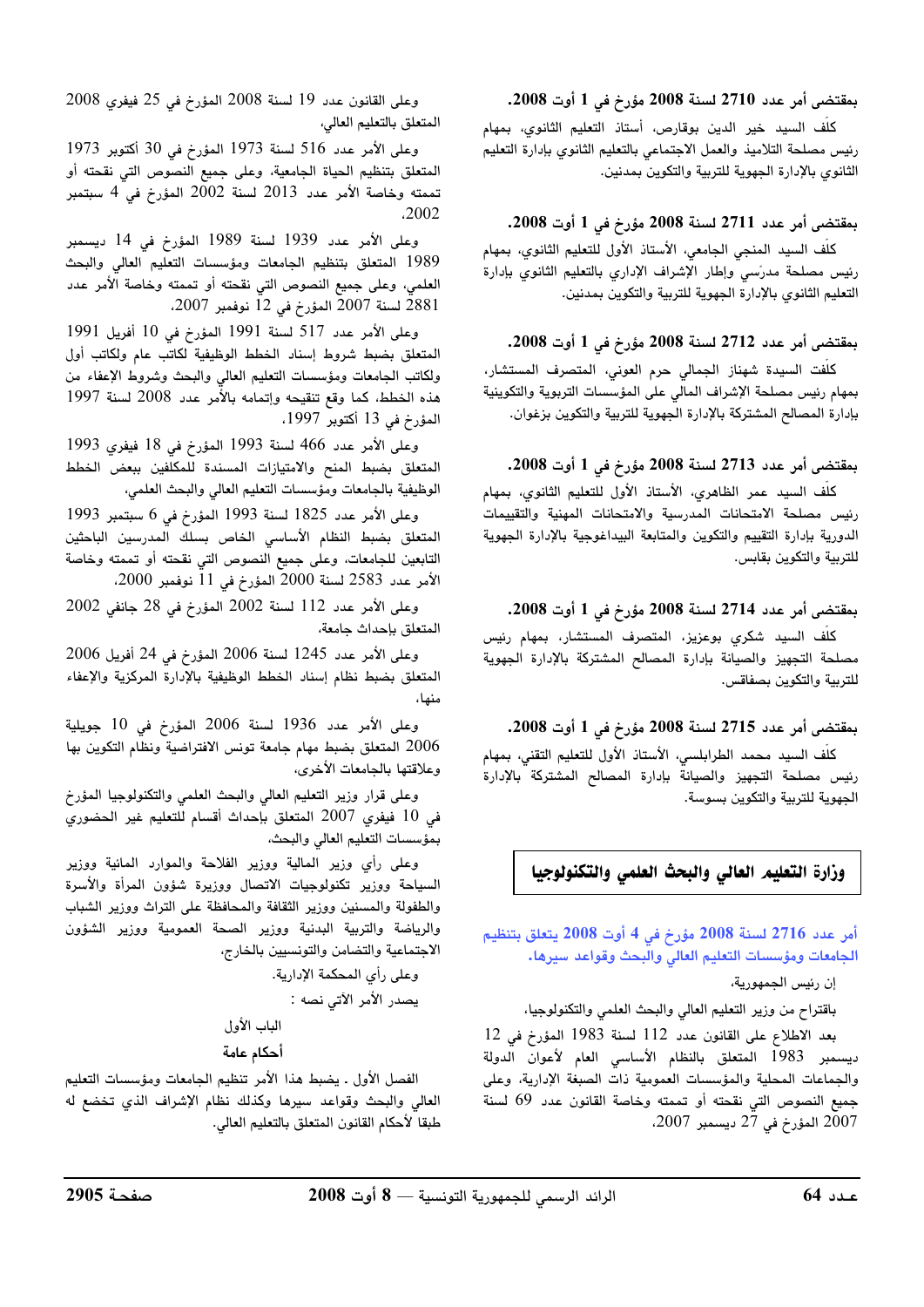**بمقتضى أمر عدد 2710 لسنة 2008 مؤرخ في 1 أوت 2008.**

كلف السيد خير الدين بوقارص، أستاذ التعليم الثانوي، بمهام رئيس مصلحة التلاميذ والعمل الاجتماعي بالتعليم الثانوي بإدارة التعليم الثانوي بالإدارة الجهوية للتربية والتكوين بمدنين.

**بمقتضى أمر عدد 2711 لسنة 2008 مؤرخ في 1 أوت 2008.**

كلف السيد المنجي الجامعي، الأستاذ الأول للتعليم الثانوي، بمهام رئيس مصلحة مدرسي وإطار الإشراف الإداري بالتعليم الثانوي بإدارة التعليم الثانوي بالإدارة الجهوية للتربية والتكوين بمدنين.

**بمقتضى أمر عدد 2712 لسنة 2008 مؤرخ في 1 أوت 2008.**

كلفت السيدة شهناز الجمالي حرم العوني، المتصرف المستشار، بمهام رئيس مصلحة الإشراف المالي على المؤسسات التربوية والتكوينية بإدارة المصالح المشتركة بالإدارة الجهوية للتربية والتكوين بزغوان.

**بمقتضى أمر عدد 2713 لسنة 2008 مؤرخ في 1 أوت 2008.**

كلف السيد عمر الظاهري، الأستاذ الأول للتعليم الثانوي، بمهام رئيس مصلحة الامتحانات المدرسية والامتحانات المهنية والتقييمات الدورية بإدارة التقييم والتكوين والمتابعة البيداغوجية بالإدارة الجهوية للتربية والتكوين بقابس.

**بمقتضى أمر عدد 2714 لسنة 2008 مؤرخ في 1 أوت 2008.**

كلف السيد شكري بوعزيز، المتصرف المستشار، بمهام رئيس مصلحة التجهيز والصيانة بإدارة المصالح المشتركة بالإدارة الجهوية للتربية والتكوين بصفاقس.

**بمقتضى أمر عدد 2715 لسنة 2008 مؤرخ في 1 أوت 2008.**

كلف السيد محمد الطرابلسي، الأستاذ الأول للتعليم التقني، بمهام رئيس مصلحة التجهيز والصيانة بإدارة المصالح المشتركة بالإدارة الجهوية للتربية والتكوين بسوسة.

## وزارة التعليم العالي والبحث العلمي والتكنولوجيا

**أمر عدد 2716 لسنة 2008 مؤرخ في 4 أوت 2008 يتعلق بتنظيم الجامعات ومؤسسات التعليم العالي والبحث وقواعد سيرها.**

إن رئيس الجمهورية،

باقتراح من وزير التعليم العالي والبحث العلمي والتكنولوجيا،

بعد الاطلاع على القانون عدد 112 لسنة 1983 المؤرخ في 12 ديسمبر 1983 المتعلق بالنظام الأساسي العام لأعوان الدولة والجماعات المحلية والمؤسسات العمومية ذات الصبغة الإدارية، وعلى جميع النصوص التي نقحته أو تممته وخاصة القانون عدد 69 لسنة 2007 المؤرخ في 27 ديسمبر 2007،

وعلى القانون عدد 19 لسنة 2008 المؤرخ في 25 فيفري 2008 المتعلق بالتعليم العالي،

وعلى الأمر عدد 516 لسنة 1973 المؤرخ في 30 أكتوبر 1973 المتعلق بتنظيم الحياة الجامعية، وعلى جميع النصوص التي نقحته أو تممته وخاصة الأمر عدد 2013 لسنة 2002 المؤرخ في 4 سبتمبر 2002،

وعلى الأمر عدد 1939 لسنة 1989 المؤرخ في 14 ديسمبر 1989 المتعلق بتنظيم الجامعات ومؤسسات التعليم العالي والبحث العلمي، وعلى جميع النصوص التي نقحته أو تممته وخاصة الأمر عدد 2881 لسنة 2007 المؤرخ في 12 نوفمبر 2007،

وعلى الأمر عدد 517 لسنة 1991 المؤرخ في 10 أفريل 1991 المتعلق بضبط شروط إسناد الخطط الوظيفية لكاتب عام ولكاتب أول ولكاتب الجامعات ومؤسسات التعليم العالي والبحث وشروط الإعفاء من هذه الخطط، كما وقع تنقيحه وإتمامه بالأمر عدد 2008 لسنة 1997 المؤرخ في 13 أكتوبر 1997،

وعلى الأمر عدد 466 لسنة 1993 المؤرخ في 18 فيفري 1993 المتعلق بضبط المنح والامتيازات المسندة للمكلفين ببعض الخطط الوظيفية بالجامعات ومؤسسات التعليم العالي والبحث العلمي،

وعلى الأمر عدد 1825 لسنة 1993 المؤرخ في 6 سبتمبر 1993 المتعلق بضبط النظام الأساسي الخاص بسلك المدرسين الباحثين التابعين للجامعات، وعلى جميع النصوص التي نقحته أو تممته وخاصة الأمر عدد 2583 لسنة 2000 المؤرخ في 11 نوفمبر 2000،

وعلى الأمر عدد 112 لسنة 2002 المؤرخ في 28 جانفي 2002 المتعلق بإحداث جامعة،

وعلى الأمر عدد 1245 لسنة 2006 المؤرخ في 24 أفريل 2006 المتعلق بضبط نظام إسناد الخطط الوظيفية بالإدارة المركزية والإعفاء منها،

وعلى الأمر عدد 1936 لسنة 2006 المؤرخ في 10 جويلية 2006 المتعلق بضبط مهام جامعة تونس الافتراضية ونظام التكوين بها وعلاقتها بالجامعات الأخرى،

وعلى قرار وزير التعليم العالي والبحث العلمي والتكنولوجيا المؤرخ في 10 فيفري 2007 المتعلق بإحداث أقسام للتعليم غير الحضوري بمؤسسات التعليم العالي والبحث،

وعلى رأي وزير المالية ووزير الفلاحة والموارد المائية ووزير السياحة ووزير تكنولوجيات الاتصال ووزيرة شؤون المرأة والأسرة والطفولة والمسنين ووزير الثقافة والمحافظة على التراث ووزير الشباب والرياضة والتربية البدنية ووزير الصحة العمومية ووزير الشؤون الاجتماعية والتضامن والتونسيين بالخارج،

وعلى رأي المحكمة الإدارية.

يصدر الأمر الآتي نصه :

### الباب الأول

### أحكام عامة

الفصل الأول ـ يضبط هذا الأمر تنظيم الجامعات ومؤسسات التعليم العالي والبحث وقواعد سيرها وكذلك نظام الإشراف الذي تخضع له طبقا لأحكام القانون المتعلق بالتعليم العالي.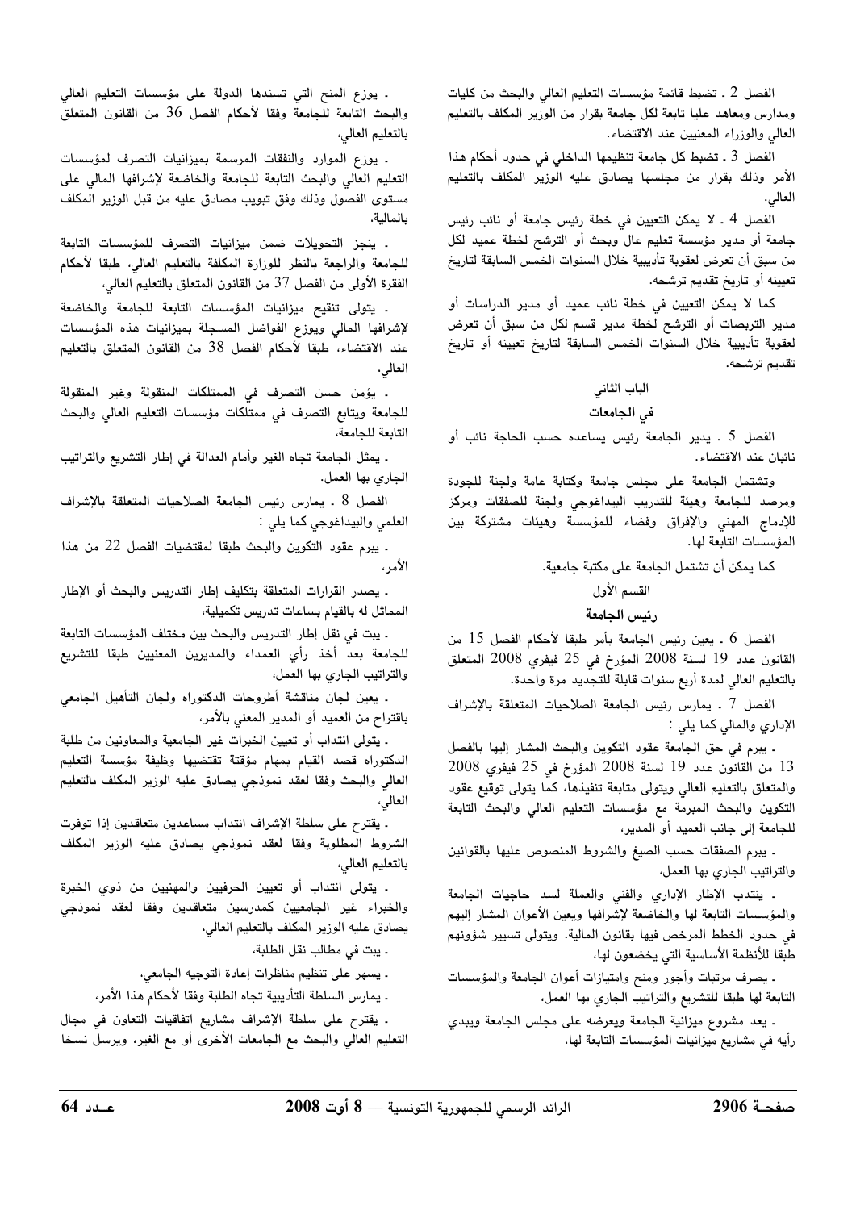الفصل 2 ـ تضبط قائمة مؤسسات التعليم العالي والبحث من كليات ومدارس ومعاهد عليا تابعة لكل جامعة بقرار من الوزير المكلف بالتعليم العالي والوزراء المعنيين عند الاقتضاء.

الفصل 3 ـ تضبط كل جامعة تنظيمها الداخلي في حدود أحكام هذا الأمر وذلك بقرار من مجلسها يصادق عليه الوزير المكلف بالتعليم العالي.

الفصل 4 ـ لا يمكن التعيين في خطة رئيس جامعة أو نائب رئيس جامعة أو مدير مؤسسة تعليم عال وبحث أو الترشح لخطة عميد لكل من سبق أن تعرض لعقوبة تأديبية خلال السنوات الخمس السابقة لتاريخ تعيينه أو تاريخ تقديم ترشحه.

كما لا يمكن التعيين في خطة نائب عميد أو مدير الدراسات أو مدير التربصات أو الترشح لخطة مدير قسم لكل من سبق أن تعرض لعقوبة تأديبية خلال السنوات الخمس السابقة لتاريخ تعيينه أو تاريخ تقديم ترشحه.

## الباب الثاني

## في الجامعات

الفصل 5 ـ يدير الجامعة رئيس يساعده حسب الحاجة نائب أو نائبان عند الاقتضاء.

وتشتمل الجامعة على مجلس جامعة وكتابة عامة ولجنة للجودة ومرصد للجامعة وهيئة للتدريب البيداغوجي ولجنة للصفقات ومركز للإدماج المهني والإفراق وفضاء للمؤسسة وهيئات مشتركة بين المؤسسات التابعة لها.

كما يمكن أن تشتمل الجامعة على مكتبة جامعية.

### القسم الأول

### رئيس الجامعة

الفصل 6 ـ يعين رئيس الجامعة بأمر طبقا لأحكام الفصل 15 من القانون عدد 19 لسنة 2008 المؤرخ في 25 فيفري 2008 المتعلق بالتعليم العالي لمدة أربع سنوات قابلة للتجديد مرة واحدة.

الفصل 7 ـ يمارس رئيس الجامعة الصلاحيات المتعلقة بالإشراف الإداري والمالي كما يلي :

ـ يبرم في حق الجامعة عقود التكوين والبحث المشار إليها بالفصل 13 من القانون عدد 19 لسنة 2008 المؤرخ في 25 فيفري 2008 والمتعلق بالتعليم العالي ويتولى متابعة تنفيذها، كما يتولى توقيع عقود التكوين والبحث المبرمة مع مؤسسات التعليم العالي والبحث التابعة للجامعة إلى جانب العميد أو المدير،

ـ يبرم الصفقات حسب الصيغ والشروط المنصوص عليها بالقوانين والتراتيب الجاري بها العمل،

ـ ينتدب الإطار الإداري والفني والعملة لسد حاجيات الجامعة والمؤسسات التابعة لها والخاضعة لإشرافها ويعين الأعوان المشار إليهم في حدود الخطط المرخص فيها بقانون المالية. ويتولى تسيير شؤونهم طبقا للأنظمة الأساسية التي يخضعون لها،

ـ يصرف مرتبات وأجور ومنح وامتيازات أعوان الجامعة والمؤسسات التابعة لها طبقا للتشريع والتراتيب الجاري بها العمل،

ـ يعد مشروع ميزانية الجامعة ويعرضه على مجلس الجامعة ويبدي رأيه في مشاريع ميزانيات المؤسسات التابعة لها،

ـ يوزع المنح التي تسندها الدولة على مؤسسات التعليم العالي والبحث التابعة للجامعة وفقا لأحكام الفصل 36 من القانون المتعلق بالتعليم العالي،

ـ يوزع الموارد والنفقات المرسمة بميزانيات التصرف لمؤسسات التعليم العالي والبحث التابعة للجامعة والخاضعة لإشرافها المالي على مستوى الفصول وذلك وفق تبويب مصادق عليه من قبل الوزير المكلف بالمالية،

ـ ينجز التحويلات ضمن ميزانيات التصرف للمؤسسات التابعة للجامعة والراجعة بالنظر للوزارة المكلفة بالتعليم العالي، طبقا لأحكام الفقرة الأولى من الفصل 37 من القانون المتعلق بالتعليم العالي،

ـ يتولى تنقيح ميزانيات المؤسسات التابعة للجامعة والخاضعة لإشرافها المالي ويوزع الفواضل المسجلة بميزانيات هذه المؤسسات عند الاقتضاء، طبقا لأحكام الفصل 38 من القانون المتعلق بالتعليم العالي،

ـ يؤمن حسن التصرف في الممتلكات المنقولة وغير المنقولة للجامعة ويتابع التصرف في ممتلكات مؤسسات التعليم العالي والبحث التابعة للجامعة،

ـ يمثل الجامعة تجاه الغير وأمام العدالة في إطار التشريع والتراتيب الجاري بها العمل.

الفصل 8 ـ يمارس رئيس الجامعة الصلاحيات المتعلقة بالإشراف العلمي والبيداغوجي كما يلي :

ـ يبرم عقود التكوين والبحث طبقا لمقتضيات الفصل 22 من هذا الأمر،

ـ يصدر القرارات المتعلقة بتكليف إطار التدريس والبحث أو الإطار المماثل له بالقيام بساعات تدريس تكميلية،

ـ يبت في نقل إطار التدريس والبحث بين مختلف المؤسسات التابعة للجامعة بعد أخذ رأي العمداء والمديرين المعنيين طبقا للتشريع والتراتيب الجاري بها العمل،

ـ يعين لجان مناقشة أطروحات الدكتوراه ولجان التأهيل الجامعي باقتراح من العميد أو المدير المعني بالأمر،

ـ يتولى انتداب أو تعيين الخبرات غير الجامعية والمعاونين من طلبة الدكتوراه قصد القيام بمهام مؤقتة تقتضيها وظيفة مؤسسة التعليم العالي والبحث وفقا لعقد نموذجي يصادق عليه الوزير المكلف بالتعليم العالي،

ـ يقترح على سلطة الإشراف انتداب مساعدين متعاقدين إذا توفرت الشروط المطلوبة وفقا لعقد نموذجي يصادق عليه الوزير المكلف بالتعليم العالي،

ـ يتولى انتداب أو تعيين الحرفيين والمهنيين من ذوي الخبرة والخبراء غير الجامعيين كمدرسين متعاقدين وفقا لعقد نموذجي يصادق عليه الوزير المكلف بالتعليم العالي،

ـ يبت في مطالب نقل الطلبة،

ـ يسهر على تنظيم مناظرات إعادة التوجيه الجامعي،

ـ يمارس السلطة التأديبية تجاه الطلبة وفقا لأحكام هذا الأمر،

ـ يقترح على سلطة الإشراف مشاريع اتفاقيات التعاون في مجال التعليم العالي والبحث مع الجامعات الأخرى أو مع الغير، ويرسل نسخا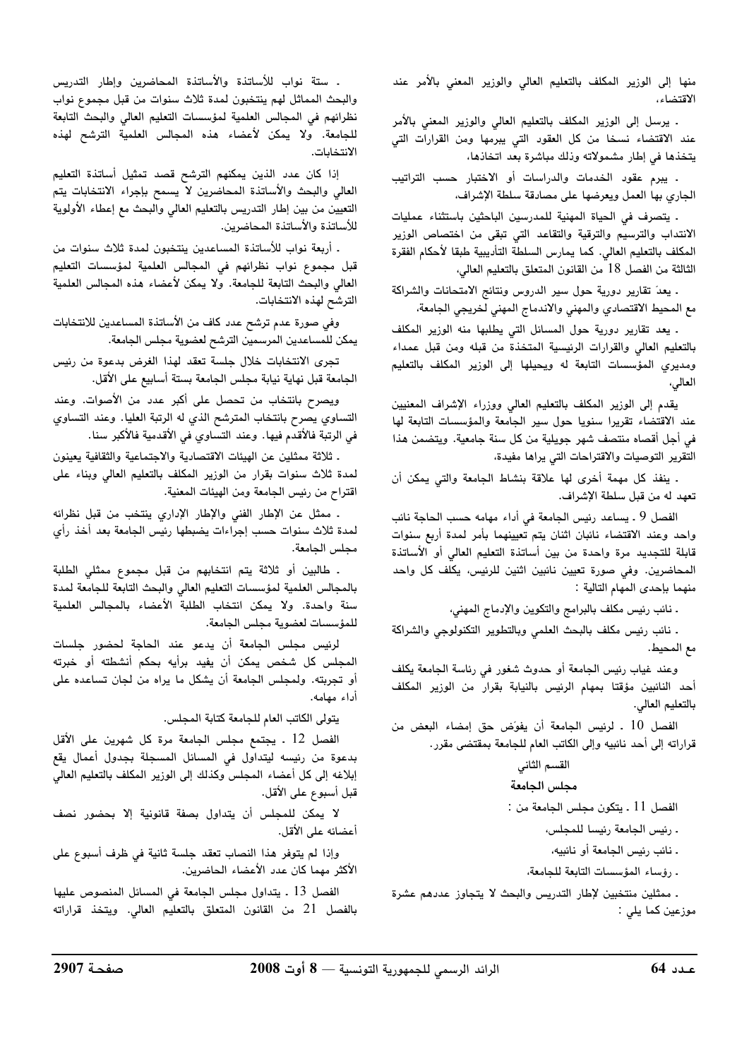منها إلى الوزير المكلف بالتعليم العالي والوزير المعني بالأمر عند الاقتضاء،

ـ يرسل إلى الوزير المكلف بالتعليم العالي والوزير المعني بالأمر عند الاقتضاء نسخا من كل العقود التي يبرمها ومن القرارات التي يتخذها في إطار مشمولاته وذلك مباشرة بعد اتخاذها،

ـ يبرم عقود الخدمات والدراسات أو الاختبار حسب التراتيب الجاري بها العمل ويعرضها على مصادقة سلطة الإشراف،

ـ يتصرف في الحياة المهنية للمدرسين الباحثين باستثناء عمليات الانتداب والترسيم والترقية والتقاعد التي تبقى من اختصاص الوزير المكلف بالتعليم العالي. كما يمارس السلطة التأديبية طبقا لأحكام الفقرة الثالثة من الفصل 18 من القانون المتعلق بالتعليم العالي،

ـ يعدّ تقارير دورية حول سير الدروس ونتائج الامتحانات والشراكة مع المحيط الاقتصادي والمهني والاندماج المهني لخريجي الجامعة،

ـ يعد تقارير دورية حول المسائل التي يطلبها منه الوزير المكلف بالتعليم العالي والقرارات الرئيسية المتخذة من قبله ومن قبل عمداء ومديري المؤسسات التابعة له ويحيلها إلى الوزير المكلف بالتعليم العالي،

يقدم إلى الوزير المكلف بالتعليم العالي ووزراء الإشراف المعنيين عند الاقتضاء تقريرا سنويا حول سير الجامعة والمؤسسات التابعة لها في أجل أقصاه منتصف شهر جويلية من كل سنة جامعية. ويتضمن هذا التقرير التوصيات والاقتراحات التي يراها مفيدة،

ـ ينفذ كل مهمة أخرى لها علاقة بنشاط الجامعة والتي يمكن أن تعهد له من قبل سلطة الإشراف.

الفصل 9 ـ يساعد رئيس الجامعة في أداء مهامه حسب الحاجة نائب واحد وعند الاقتضاء نائبان اثنان يتم تعيينهما بأمر لمدة أربع سنوات قابلة للتجديد مرة واحدة من بين أساتذة التعليم العالي أو الأساتذة المحاضرين. وفي صورة تعيين نائبين اثنين للرئيس، يكلف كل واحد منهما بإحدى المهام التالية :

ـ نائب رئيس مكلف بالبرامج والتكوين والإدماج المهني،

ـ نائب رئيس مكلف بالبحث العلمي وبالتطوير التكنولوجي والشراكة مع المحيط.

وعند غياب رئيس الجامعة أو حدوث شغور في رئاسة الجامعة يكلف أحد النائبين مؤقتا بمهام الرئيس بالنيابة بقرار من الوزير المكلف بالتعليم العالي.

الفصل 10 ـ لرئيس الجامعة أن يفوّض حق إمضاء البعض من قراراته إلى أحد نائبيه وإلى الكاتب العام للجامعة بمقتضى مقرر.

## القسم الثاني

### مجلس الجامعة

الفصل 11 ـ يتكون مجلس الجامعة من :

ـ رئيس الجامعة رئيسا للمجلس،

ـ نائب رئيس الجامعة أو نائبيه،

ـ رؤساء المؤسسات التابعة للجامعة،

ـ ممثلين منتخبين لإطار التدريس والبحث لا يتجاوز عددهم عشرة موزعين كما يلي :

ـ ستة نواب للأساتذة والأساتذة المحاضرين وإطار التدريس والبحث المماثل لهم ينتخبون لمدة ثلاث سنوات من قبل مجموع نواب نظرائهم في المجالس العلمية لمؤسسات التعليم العالي والبحث التابعة للجامعة. ولا يمكن لأعضاء هذه المجالس العلمية الترشح لهذه الانتخابات.

إذا كان عدد الذين يمكنهم الترشح قصد تمثيل أساتذة التعليم العالي والبحث والأساتذة المحاضرين لا يسمح بإجراء الانتخابات يتم التعيين من بين إطار التدريس بالتعليم العالي والبحث مع إعطاء الأولوية للأساتذة والأساتذة المحاضرين.

ـ أربعة نواب للأساتذة المساعدين ينتخبون لمدة ثلاث سنوات من قبل مجموع نواب نظرائهم في المجالس العلمية لمؤسسات التعليم العالي والبحث التابعة للجامعة. ولا يمكن لأعضاء هذه المجالس العلمية الترشح لهذه الانتخابات.

وفي صورة عدم ترشح عدد كاف من الأساتذة المساعدين للانتخابات يمكن للمساعدين المرسمين الترشح لعضوية مجلس الجامعة.

تجرى الانتخابات خلال جلسة تعقد لهذا الغرض بدعوة من رئيس الجامعة قبل نهاية نيابة مجلس الجامعة بستة أسابيع على الأقل.

ويصرح بانتخاب من تحصل على أكبر عدد من الأصوات. وعند التساوي يصرح بانتخاب المترشح الذي له الرتبة العليا. وعند التساوي في الرتبة فالأقدم فيها. وعند التساوي في الأقدمية فالأكبر سنا.

ـ ثلاثة ممثلين عن الهيئات الاقتصادية والاجتماعية والثقافية يعينون لمدة ثلاث سنوات بقرار من الوزير المكلف بالتعليم العالي وبناء على اقتراح من رئيس الجامعة ومن الهيئات المعنية.

ـ ممثل عن الإطار الفني والإطار الإداري ينتخب من قبل نظرائه لمدة ثلاث سنوات حسب إجراءات يضبطها رئيس الجامعة بعد أخذ رأي مجلس الجامعة.

ـ طالبين أو ثلاثة يتم انتخابهم من قبل مجموع ممثلي الطلبة بالمجالس العلمية لمؤسسات التعليم العالي والبحث التابعة للجامعة لمدة سنة واحدة. ولا يمكن انتخاب الطلبة الأعضاء بالمجالس العلمية للمؤسسات لعضوية مجلس الجامعة.

لرئيس مجلس الجامعة أن يدعو عند الحاجة لحضور جلسات المجلس كل شخص يمكن أن يفيد برأيه بحكم أنشطته أو خبرته أو تجربته. ولمجلس الجامعة أن يشكل ما يراه من لجان تساعده على أداء مهامه.

يتولى الكاتب العام للجامعة كتابة المجلس.

الفصل 12 ـ يجتمع مجلس الجامعة مرة كل شهرين على الأقل بدعوة من رئيسه ليتداول في المسائل المسجلة بجدول أعمال يقع إبلاغه إلى كل أعضاء المجلس وكذلك إلى الوزير المكلف بالتعليم العالي قبل أسبوع على الأقل.

لا يمكن للمجلس أن يتداول بصفة قانونية إلا بحضور نصف أعضائه على الأقل.

وإذا لم يتوفر هذا النصاب تعقد جلسة ثانية في ظرف أسبوع على الأكثر مهما كان عدد الأعضاء الحاضرين.

الفصل 13 ـ يتداول مجلس الجامعة في المسائل المنصوص عليها بالفصل 21 من القانون المتعلق بالتعليم العالي. ويتخذ قراراته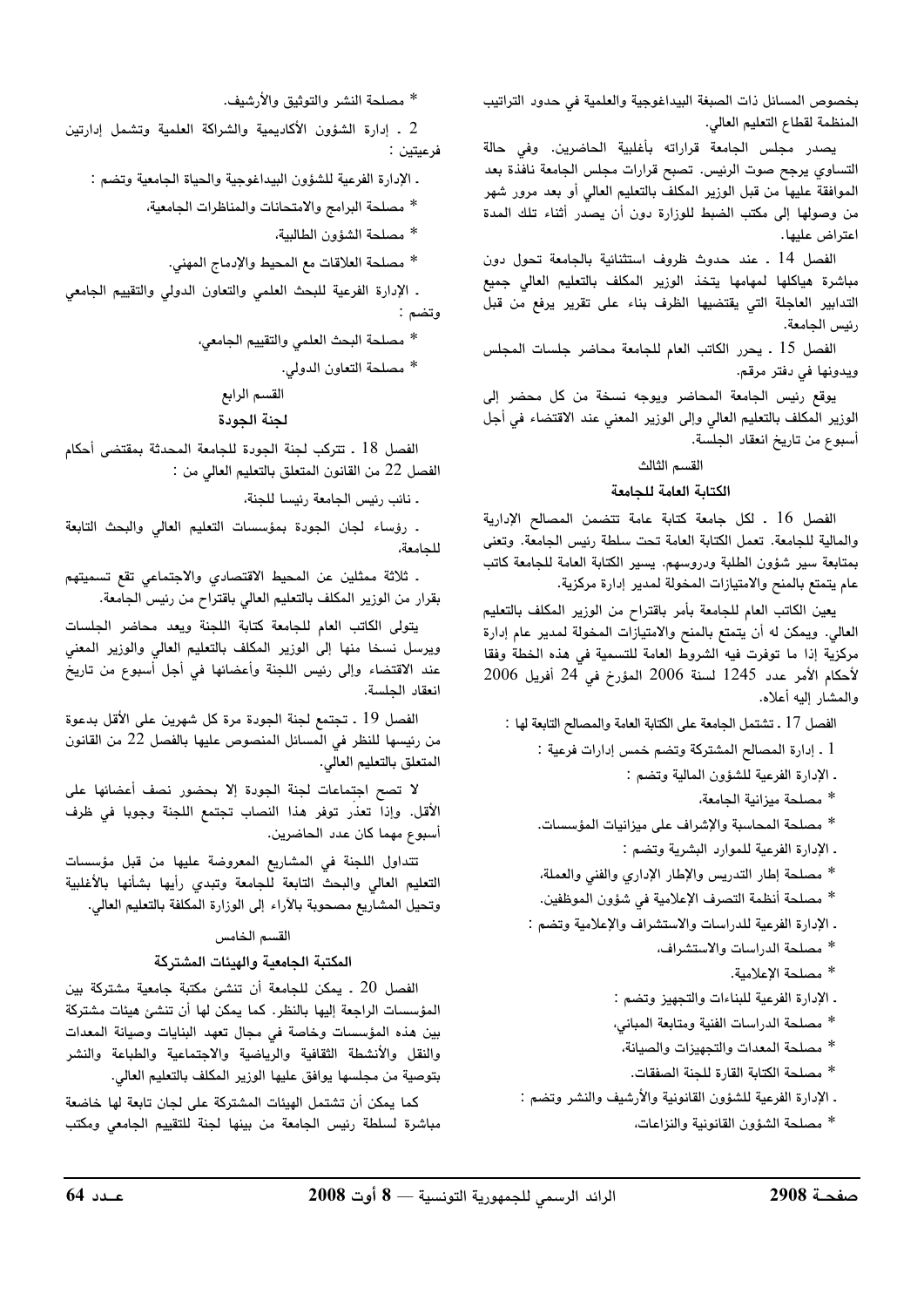بخصوص المسائل ذات الصبغة البيداغوجية والعلمية في حدود التراتيب المنظمة لقطاع التعليم العالي.

يصدر مجلس الجامعة قراراته بأغلبية الحاضرين. وفي حالة التساوي يرجح صوت الرئيس. تصبح قرارات مجلس الجامعة نافذة بعد الموافقة عليها من قبل الوزير المكلف بالتعليم العالي أو بعد مرور شهر من وصولها إلى مكتب الضبط للوزارة دون أن يصدر أثناء تلك المدة اعتراض عليها.

الفصل 14 ـ عند حدوث ظروف استثنائية بالجامعة تحول دون مباشرة هياكلها لمهامها يتخذ الوزير المكلف بالتعليم العالي جميع التدابير العاجلة التي يقتضيها الظرف بناء على تقرير يرفع من قبل رئيس الجامعة.

الفصل 15 ـ يحرر الكاتب العام للجامعة محاضر جلسات المجلس ويدونها في دفتر مرقم.

يوقع رئيس الجامعة المحاضر ويوجه نسخة من كل محضر إلى الوزير المكلف بالتعليم العالي وإلى الوزير المعني عند الاقتضاء في أجل أسبوع من تاريخ انعقاد الجلسة.

## القسم الثالث

## الكتابة العامة للجامعة

الفصل 16 ـ لكل جامعة كتابة عامة تتضمن المصالح الإدارية والمالية للجامعة. تعمل الكتابة العامة تحت سلطة رئيس الجامعة. وتعنى بمتابعة سير شؤون الطلبة ودروسهم. يسير الكتابة العامة للجامعة كاتب عام يتمتع بالمنح والامتيازات المخولة لمدير إدارة مركزية.

يعين الكاتب العام للجامعة بأمر باقتراح من الوزير المكلف بالتعليم العالي. ويمكن له أن يتمتع بالمنح والامتيازات المخولة لمدير عام إدارة مركزية إذا ما توفرت فيه الشروط العامة للتسمية في هذه الخطة وفقا لأحكام الأمر عدد 1245 لسنة 2006 المؤرخ في 24 أفريل 2006 والمشار إليه أعلاه.

الفصل 17 ـ تشتمل الجامعة على الكتابة العامة والمصالح التابعة لها :

1 ـ إدارة المصالح المشتركة وتضم خمس إدارات فرعية :

ـ الإدارة الفرعية للشؤون المالية وتضم :

* مصلحة ميزانية الجامعة،
* مصلحة المحاسبة والإشراف على ميزانيات المؤسسات.

ـ الإدارة الفرعية للموارد البشرية وتضم :

* مصلحة إطار التدريس والإطار الإداري والفني والعملة،
* مصلحة أنظمة التصرف الإعلامية في شؤون الموظفين.

ـ الإدارة الفرعية للدراسات والاستشراف والإعلامية وتضم :

* مصلحة الدراسات والاستشراف،
* مصلحة الإعلامية.

ـ الإدارة الفرعية للبناءات والتجهيز وتضم :

* مصلحة الدراسات الفنية ومتابعة المباني،
* مصلحة المعدات والتجهيزات والصيانة،
* مصلحة الكتابة القارة للجنة الصفقات.

ـ الإدارة الفرعية للشؤون القانونية والأرشيف والنشر وتضم :

* مصلحة الشؤون القانونية والنزاعات،
* مصلحة النشر والتوثيق والأرشيف.

2 ـ إدارة الشؤون الأكاديمية والشراكة العلمية وتشمل إدارتين فرعيتين :

ـ الإدارة الفرعية للشؤون البيداغوجية والحياة الجامعية وتضم :

* مصلحة البرامج والامتحانات والمناظرات الجامعية،
* مصلحة الشؤون الطالبية،
* مصلحة العلاقات مع المحيط والإدماج المهني.

ـ الإدارة الفرعية للبحث العلمي والتعاون الدولي والتقييم الجامعي وتضم :

* مصلحة البحث العلمي والتقييم الجامعي،
* مصلحة التعاون الدولي.

## القسم الرابع

## لجنة الجودة

الفصل 18 ـ تتركب لجنة الجودة للجامعة المحدثة بمقتضى أحكام الفصل 22 من القانون المتعلق بالتعليم العالي من :

ـ نائب رئيس الجامعة رئيسا للجنة،

ـ رؤساء لجان الجودة بمؤسسات التعليم العالي والبحث التابعة للجامعة،

ـ ثلاثة ممثلين عن المحيط الاقتصادي والاجتماعي تقع تسميتهم بقرار من الوزير المكلف بالتعليم العالي باقتراح من رئيس الجامعة.

يتولى الكاتب العام للجامعة كتابة اللجنة ويعد محاضر الجلسات ويرسل نسخا منها إلى الوزير المكلف بالتعليم العالي والوزير المعني عند الاقتضاء وإلى رئيس اللجنة وأعضائها في أجل أسبوع من تاريخ انعقاد الجلسة.

الفصل 19 ـ تجتمع لجنة الجودة مرة كل شهرين على الأقل بدعوة من رئيسها للنظر في المسائل المنصوص عليها بالفصل 22 من القانون المتعلق بالتعليم العالي.

لا تصح اجتماعات لجنة الجودة إلا بحضور نصف أعضائها على الأقل. وإذا تعذّر توفر هذا النصاب تجتمع اللجنة وجوبا في ظرف أسبوع مهما كان عدد الحاضرين.

تتداول اللجنة في المشاريع المعروضة عليها من قبل مؤسسات التعليم العالي والبحث التابعة للجامعة وتبدي رأيها بشأنها بالأغلبية وتحيل المشاريع مصحوبة بالآراء إلى الوزارة المكلفة بالتعليم العالي.

## القسم الخامس

## المكتبة الجامعية والهيئات المشتركة

الفصل 20 ـ يمكن للجامعة أن تنشئ مكتبة جامعية مشتركة بين المؤسسات الراجعة إليها بالنظر. كما يمكن لها أن تنشئ هيئات مشتركة بين هذه المؤسسات وخاصة في مجال تعهد البنايات وصيانة المعدات والنقل والأنشطة الثقافية والرياضية والاجتماعية والطباعة والنشر بتوصية من مجلسها يوافق عليها الوزير المكلف بالتعليم العالي.

كما يمكن أن تشتمل الهيئات المشتركة على لجان تابعة لها خاضعة مباشرة لسلطة رئيس الجامعة من بينها لجنة للتقييم الجامعي ومكتب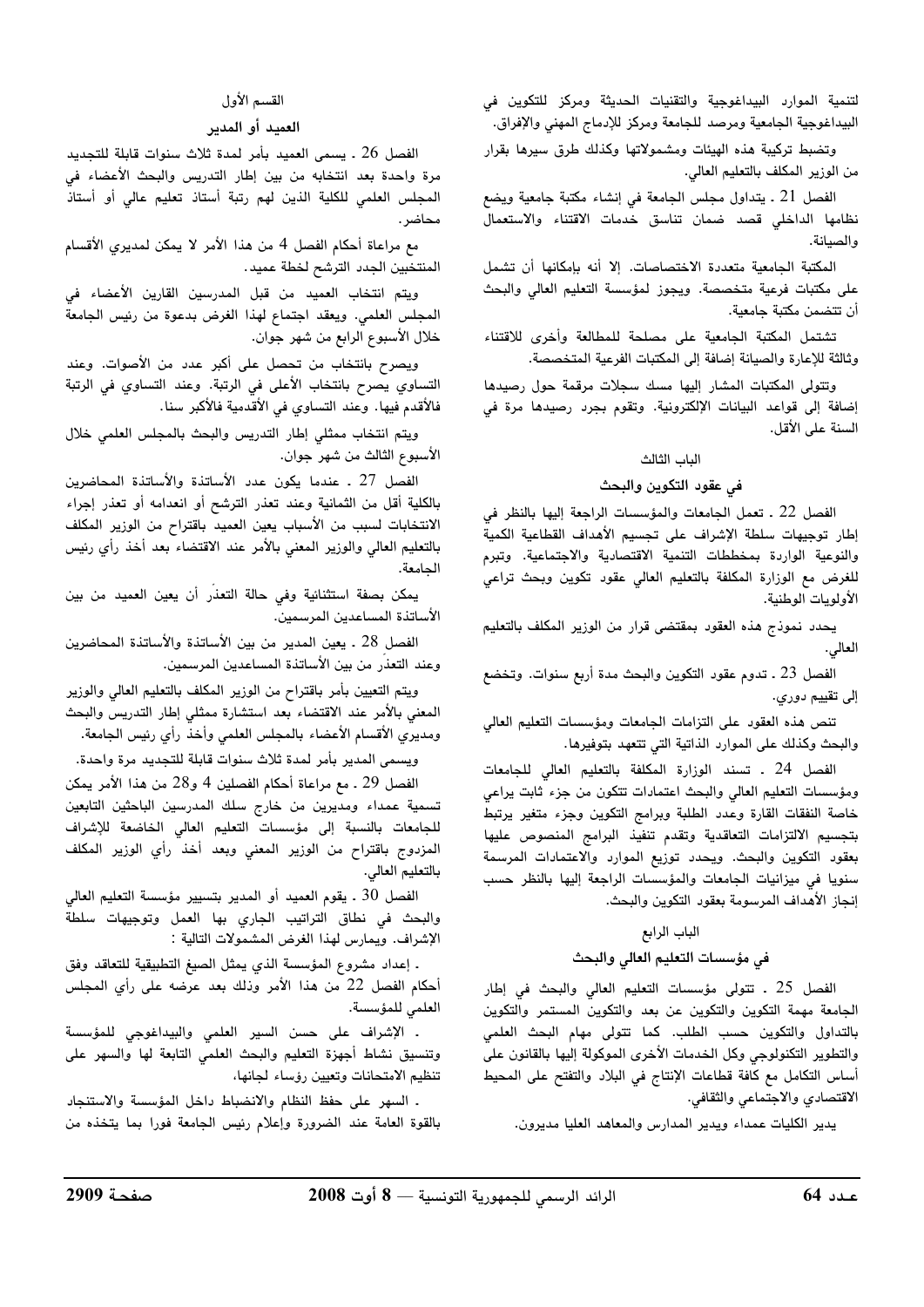لتنمية الموارد البيداغوجية والتقنيات الحديثة ومركز للتكوين في البيداغوجية الجامعية ومرصد للجامعة ومركز للإدماج المهني والإفراق.

وتضبط تركيبة هذه الهيئات ومشمولاتها وكذلك طرق سيرها بقرار من الوزير المكلف بالتعليم العالي.

الفصل 21 ـ يتداول مجلس الجامعة في إنشاء مكتبة جامعية ويضع نظامها الداخلي قصد ضمان تناسق خدمات الاقتناء والاستعمال والصيانة.

المكتبة الجامعية متعددة الاختصاصات. إلا أنه بإمكانها أن تشمل على مكتبات فرعية متخصصة. ويجوز لمؤسسة التعليم العالي والبحث أن تتضمن مكتبة جامعية.

تشتمل المكتبة الجامعية على مصلحة للمطالعة وأخرى للاقتناء وثالثة للإعارة والصيانة إضافة إلى المكتبات الفرعية المتخصصة.

وتتولى المكتبات المشار إليها مسك سجلات مرقمة حول رصيدها إضافة إلى قواعد البيانات الإلكترونية. وتقوم بجرد رصيدها مرة في السنة على الأقل.

## الباب الثالث

## في عقود التكوين والبحث

الفصل 22 ـ تعمل الجامعات والمؤسسات الراجعة إليها بالنظر في إطار توجيهات سلطة الإشراف على تجسيم الأهداف القطاعية الكمية والنوعية الواردة بمخططات التنمية الاقتصادية والاجتماعية. وتبرم للغرض مع الوزارة المكلفة بالتعليم العالي عقود تكوين وبحث تراعي الأولويات الوطنية.

يحدد نموذج هذه العقود بمقتضى قرار من الوزير المكلف بالتعليم العالي.

الفصل 23 ـ تدوم عقود التكوين والبحث مدة أربع سنوات. وتخضع إلى تقييم دوري.

تنص هذه العقود على التزامات الجامعات ومؤسسات التعليم العالي والبحث وكذلك على الموارد الذاتية التي تتعهد بتوفيرها.

الفصل 24 ـ تسند الوزارة المكلفة بالتعليم العالي للجامعات ومؤسسات التعليم العالي والبحث اعتمادات تتكون من جزء ثابت يراعي خاصة النفقات القارة وعدد الطلبة وبرامج التكوين وجزء متغير يرتبط بتجسيم الالتزامات التعاقدية وتقدم تنفيذ البرامج المنصوص عليها بعقود التكوين والبحث. ويحدد توزيع الموارد والاعتمادات المرسمة سنويا في ميزانيات الجامعات والمؤسسات الراجعة إليها بالنظر حسب إنجاز الأهداف المرسومة بعقود التكوين والبحث.

## الباب الرابع

## في مؤسسات التعليم العالي والبحث

الفصل 25 ـ تتولى مؤسسات التعليم العالي والبحث في إطار الجامعة مهمة التكوين والتكوين عن بعد والتكوين المستمر والتكوين بالتداول والتكوين حسب الطلب. كما تتولى مهام البحث العلمي والتطوير التكنولوجي وكل الخدمات الأخرى الموكولة إليها بالقانون على أساس التكامل مع كافة قطاعات الإنتاج في البلاد والتفتح على المحيط الاقتصادي والاجتماعي والثقافي.

يدير الكليات عمداء ويدير المدارس والمعاهد العليا مديرون.

### القسم الأول

### العميد أو المدير

الفصل 26 ـ يسمى العميد بأمر لمدة ثلاث سنوات قابلة للتجديد مرة واحدة بعد انتخابه من بين إطار التدريس والبحث الأعضاء في المجلس العلمي للكلية الذين لهم رتبة أستاذ تعليم عالي أو أستاذ محاضر.

مع مراعاة أحكام الفصل 4 من هذا الأمر لا يمكن لمديري الأقسام المنتخبين الجدد الترشح لخطة عميد.

ويتم انتخاب العميد من قبل المدرسين القارين الأعضاء في المجلس العلمي. ويعقد اجتماع لهذا الغرض بدعوة من رئيس الجامعة خلال الأسبوع الرابع من شهر جوان.

ويصرح بانتخاب من تحصل على أكبر عدد من الأصوات. وعند التساوي يصرح بانتخاب الأعلى في الرتبة. وعند التساوي في الرتبة فالأقدم فيها. وعند التساوي في الأقدمية فالأكبر سنا.

ويتم انتخاب ممثلي إطار التدريس والبحث بالمجلس العلمي خلال الأسبوع الثالث من شهر جوان.

الفصل 27 ـ عندما يكون عدد الأساتذة والأساتذة المحاضرين بالكلية أقل من الثمانية وعند تعذر الترشح أو انعدامه أو تعذر إجراء الانتخابات لسبب من الأسباب يعين العميد باقتراح من الوزير المكلف بالتعليم العالي والوزير المعني بالأمر عند الاقتضاء بعد أخذ رأي رئيس الجامعة.

يمكن بصفة استثنائية وفي حالة التعذر أن يعين العميد من بين الأساتذة المساعدين المرسمين.

الفصل 28 ـ يعين المدير من بين الأساتذة والأساتذة المحاضرين وعند التعذر من بين الأساتذة المساعدين المرسمين.

ويتم التعيين بأمر باقتراح من الوزير المكلف بالتعليم العالي والوزير المعني بالأمر عند الاقتضاء بعد استشارة ممثلي إطار التدريس والبحث ومديري الأقسام الأعضاء بالمجلس العلمي وأخذ رأي رئيس الجامعة.

ويسمى المدير بأمر لمدة ثلاث سنوات قابلة للتجديد مرة واحدة.

الفصل 29 ـ مع مراعاة أحكام الفصلين 4 و28 من هذا الأمر يمكن تسمية عمداء ومديرين من خارج سلك المدرسين الباحثين التابعين للجامعات بالنسبة إلى مؤسسات التعليم العالي الخاضعة للإشراف المزدوج باقتراح من الوزير المعني وبعد أخذ رأي الوزير المكلف بالتعليم العالي.

الفصل 30 ـ يقوم العميد أو المدير بتسيير مؤسسة التعليم العالي والبحث في نطاق التراتيب الجاري بها العمل وتوجيهات سلطة الإشراف. ويمارس لهذا الغرض المشمولات التالية :

ـ إعداد مشروع المؤسسة الذي يمثل الصيغ التطبيقية للتعاقد وفق أحكام الفصل 22 من هذا الأمر وذلك بعد عرضه على رأي المجلس العلمي للمؤسسة.

ـ الإشراف على حسن السير العلمي والبيداغوجي للمؤسسة وتنسيق نشاط أجهزة التعليم والبحث العلمي التابعة لها والسهر على تنظيم الامتحانات وتعيين رؤساء لجانها.

ـ السهر على حفظ النظام والانضباط داخل المؤسسة والاستنجاد بالقوة العامة عند الضرورة وإعلام رئيس الجامعة فورا بما يتخذه من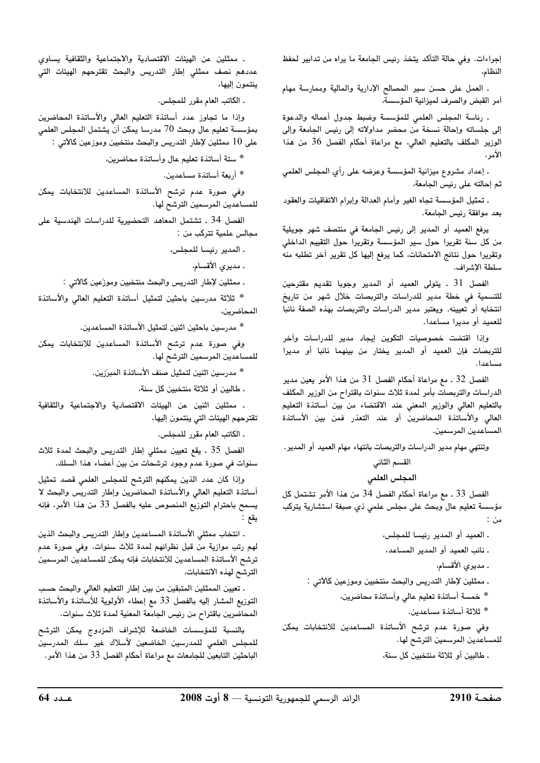إجراءات. وفي حالة التأكد يتخذ رئيس الجامعة ما يراه من تدابير لحفظ النظام،

ـ العمل على حسن سير المصالح الإدارية والمالية وممارسة مهام آمر القبض والصرف لميزانية المؤسسة،

ـ رئاسة المجلس العلمي للمؤسسة وضبط جدول أعماله والدعوة إلى جلساته وإحالة نسخة من محضر مداولاته إلى رئيس الجامعة وإلى الوزير المكلف بالتعليم العالي، مع مراعاة أحكام الفصل 36 من هذا الأمر،

ـ إعداد مشروع ميزانية المؤسسة وعرضه على رأي المجلس العلمي ثم إحالته على رئيس الجامعة،

ـ تمثيل المؤسسة تجاه الغير وأمام العدالة وإبرام الاتفاقيات والعقود بعد موافقة رئيس الجامعة.

يرفع العميد أو المدير إلى رئيس الجامعة في منتصف شهر جويلية من كل سنة تقريرا حول سير المؤسسة وتقريرا حول التقييم الداخلي وتقريرا حول نتائج الامتحانات، كما يرفع إليها كل تقرير آخر تطلبه منه سلطة الإشراف.

الفصل 31 ـ يتولى العميد أو المدير وجوبا تقديم مقترحين للتسمية في خطة مدير للدراسات والتربصات خلال شهر من تاريخ انتخابه أو تعيينه. ويعتبر مدير الدراسات والتربصات بهذه الصفة نائبا للعميد أو مديرا مساعدا.

وإذا اقتضت خصوصيات التكوين إيجاد مدير للدراسات وآخر للتربصات فإن العميد أو المدير يختار من بينهما نائبا أو مديرا مساعدا.

الفصل 32 ـ مع مراعاة أحكام الفصل 31 من هذا الأمر يعين مدير الدراسات والتربصات بأمر لمدة ثلاث سنوات باقتراح من الوزير المكلف بالتعليم العالي والوزير المعني عند الاقتضاء من بين أساتذة التعليم العالي والأساتذة المحاضرين أو عند التعذر فمن بين الأساتذة المساعدين المرسمين.

وتنتهي مهام مدير الدراسات والتربصات بانتهاء مهام العميد أو المدير.

## القسم الثاني

## المجلس العلمي

الفصل 33 ـ مع مراعاة أحكام الفصل 34 من هذا الأمر تشتمل كل مؤسسة تعليم عال وبحث على مجلس علمي ذي صبغة استشارية يتركب من :

ـ العميد أو المدير رئيسا للمجلس،

ـ نائب العميد أو المدير المساعد،

ـ مديري الأقسام،

ـ ممثلين لإطار التدريس والبحث منتخبين وموزعين كالآتي :

* خمسة أساتذة تعليم عالي وأساتذة محاضرين،

* ثلاثة أساتذة مساعدين.

وفي صورة عدم ترشح الأساتذة المساعدين للانتخابات يمكن للمساعدين المرسمين الترشح لها.

ـ طالبين أو ثلاثة منتخبين كل سنة،

ـ ممثلين عن الهيئات الاقتصادية والاجتماعية والثقافية يساوي عددهم نصف ممثلي إطار التدريس والبحث تقترحهم الهيئات التي ينتمون إليها،

ـ الكاتب العام مقرر للمجلس.

وإذا ما تجاوز عدد أساتذة التعليم العالي والأساتذة المحاضرين بمؤسسة تعليم عال وبحث 70 مدرسا يمكن أن يشتمل المجلس العلمي على 10 ممثلين لإطار التدريس والبحث منتخبين وموزعين كالآتي :

* ستة أساتذة تعليم عال وأساتذة محاضرين،

* أربعة أساتذة مساعدين.

وفي صورة عدم ترشح الأساتذة المساعدين للانتخابات يمكن للمساعدين المرسمين الترشح لها.

الفصل 34 ـ تشتمل المعاهد التحضيرية للدراسات الهندسية على مجالس علمية تتركب من :

ـ المدير رئيسا للمجلس،

ـ مديري الأقسام،

ـ ممثلين لإطار التدريس والبحث منتخبين وموزعين كالآتي :

* ثلاثة مدرسين باحثين لتمثيل أساتذة التعليم العالي والأساتذة المحاضرين،

* مدرسين باحثين اثنين لتمثيل الأساتذة المساعدين.

وفي صورة عدم ترشح الأساتذة المساعدين للانتخابات يمكن للمساعدين المرسمين الترشح لها.

* مدرسين اثنين لتمثيل صنف الأساتذة المبرّزين.

ـ طالبين أو ثلاثة منتخبين كل سنة،

ـ ممثلين اثنين عن الهيئات الاقتصادية والاجتماعية والثقافية تقترحهم الهيئات التي ينتمون إليها،

ـ الكاتب العام مقرر للمجلس.

الفصل 35 ـ يقع تعيين ممثلي إطار التدريس والبحث لمدة ثلاث سنوات في صورة عدم وجود ترشحات من بين أعضاء هذا السلك.

وإذا كان عدد الذين يمكنهم الترشح للمجلس العلمي قصد تمثيل أساتذة التعليم العالي والأساتذة المحاضرين وإطار التدريس والبحث لا يسمح باحترام التوزيع المنصوص عليه بالفصل 33 من هذا الأمر، فإنه يقع :

ـ انتخاب ممثلي الأساتذة المساعدين وإطار التدريس والبحث الذين لهم رتب موازية من قبل نظرائهم لمدة ثلاث سنوات. وفي صورة عدم ترشح الأساتذة المساعدين للانتخابات فإنه يمكن للمساعدين المرسمين الترشح لهذه الانتخابات،

ـ تعيين الممثلين المتبقين من بين إطار التعليم العالي والبحث حسب التوزيع المشار إليه بالفصل 33 مع إعطاء الأولوية للأساتذة والأساتذة المحاضرين باقتراح من رئيس الجامعة المعنية لمدة ثلاث سنوات.

بالنسبة للمؤسسات الخاضعة للإشراف المزدوج يمكن الترشح للمجلس العلمي للمدرسين الخاضعين لأسلاك غير سلك المدرسين الباحثين التابعين للجامعات مع مراعاة أحكام الفصل 33 من هذا الأمر.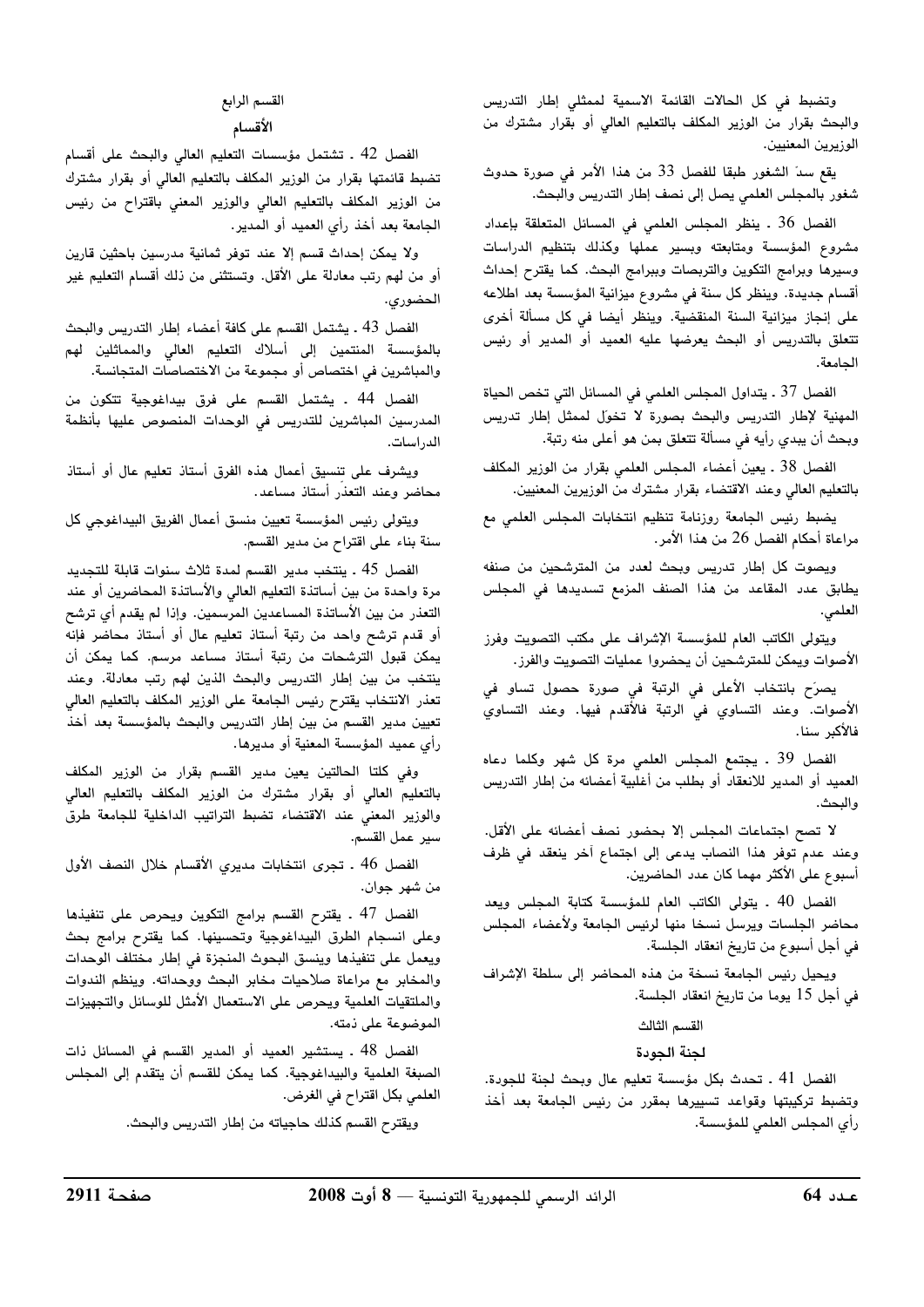وتضبط في كل الحالات القائمة الاسمية لممثلي إطار التدريس والبحث بقرار من الوزير المكلف بالتعليم العالي أو بقرار مشترك من الوزيرين المعنيين.

يقع سدّ الشغور طبقا للفصل 33 من هذا الأمر في صورة حدوث شغور بالمجلس العلمي يصل إلى نصف إطار التدريس والبحث.

الفصل 36 ـ ينظر المجلس العلمي في المسائل المتعلقة بإعداد مشروع المؤسسة ومتابعته وبسير عملها وكذلك بتنظيم الدراسات وسيرها وبرامج التكوين والتربصات وببرامج البحث. كما يقترح إحداث أقسام جديدة. وينظر كل سنة في مشروع ميزانية المؤسسة بعد اطلاعه على إنجاز ميزانية السنة المنقضية. وينظر أيضا في كل مسألة أخرى تتعلق بالتدريس أو البحث يعرضها عليه العميد أو المدير أو رئيس الجامعة.

الفصل 37 ـ يتداول المجلس العلمي في المسائل التي تخص الحياة المهنية لإطار التدريس والبحث بصورة لا تخوّل لممثل إطار تدريس وبحث أن يبدي رأيه في مسألة تتعلق بمن هو أعلى منه رتبة.

الفصل 38 ـ يعين أعضاء المجلس العلمي بقرار من الوزير المكلف بالتعليم العالي وعند الاقتضاء بقرار مشترك من الوزيرين المعنيين.

يضبط رئيس الجامعة روزنامة تنظيم انتخابات المجلس العلمي مع مراعاة أحكام الفصل 26 من هذا الأمر.

ويصوت كل إطار تدريس وبحث لعدد من المترشحين من صنفه يطابق عدد المقاعد من هذا الصنف المزمع تسديدها في المجلس العلمي.

ويتولى الكاتب العام للمؤسسة الإشراف على مكتب التصويت وفرز الأصوات ويمكن للمترشحين أن يحضروا عمليات التصويت والفرز.

يصرّح بانتخاب الأعلى في الرتبة في صورة حصول تساو في الأصوات. وعند التساوي في الرتبة فالأقدم فيها. وعند التساوي فالأكبر سنا.

الفصل 39 ـ يجتمع المجلس العلمي مرة كل شهر وكلما دعاه العميد أو المدير للانعقاد أو بطلب من أغلبية أعضائه من إطار التدريس والبحث.

لا تصح اجتماعات المجلس إلا بحضور نصف أعضائه على الأقل. وعند عدم توفر هذا النصاب يدعى إلى اجتماع آخر ينعقد في ظرف أسبوع على الأكثر مهما كان عدد الحاضرين.

الفصل 40 ـ يتولى الكاتب العام للمؤسسة كتابة المجلس ويعد محاضر الجلسات ويرسل نسخا منها لرئيس الجامعة ولأعضاء المجلس في أجل أسبوع من تاريخ انعقاد الجلسة.

ويحيل رئيس الجامعة نسخة من هذه المحاضر إلى سلطة الإشراف في أجل 15 يوما من تاريخ انعقاد الجلسة.

## القسم الثالث

### لجنة الجودة

الفصل 41 ـ تحدث بكل مؤسسة تعليم عال وبحث لجنة للجودة. وتضبط تركيبتها وقواعد تسييرها بمقرر من رئيس الجامعة بعد أخذ رأي المجلس العلمي للمؤسسة.

## القسم الرابع

### الأقسام

الفصل 42 ـ تشتمل مؤسسات التعليم العالي والبحث على أقسام تضبط قائمتها بقرار من الوزير المكلف بالتعليم العالي أو بقرار مشترك من الوزير المكلف بالتعليم العالي والوزير المعني باقتراح من رئيس الجامعة بعد أخذ رأي العميد أو المدير.

ولا يمكن إحداث قسم إلا عند توفر ثمانية مدرسين باحثين قارين أو من لهم رتب معادلة على الأقل. وتستثنى من ذلك أقسام التعليم غير الحضوري.

الفصل 43 ـ يشتمل القسم على كافة أعضاء إطار التدريس والبحث بالمؤسسة المنتمين إلى أسلاك التعليم العالي والمماثلين لهم والمباشرين في اختصاص أو مجموعة من الاختصاصات المتجانسة.

الفصل 44 ـ يشتمل القسم على فرق بيداغوجية تتكون من المدرسين المباشرين للتدريس في الوحدات المنصوص عليها بأنظمة الدراسات.

ويشرف على تنسيق أعمال هذه الفرق أستاذ تعليم عال أو أستاذ محاضر وعند التعذّر أستاذ مساعد.

ويتولى رئيس المؤسسة تعيين منسق أعمال الفريق البيداغوجي كل سنة بناء على اقتراح من مدير القسم.

الفصل 45 ـ ينتخب مدير القسم لمدة ثلاث سنوات قابلة للتجديد مرة واحدة من بين أساتذة التعليم العالي والأساتذة المحاضرين أو عند التعذر من بين الأساتذة المساعدين المرسمين. وإذا لم يقدم أي ترشح أو قدم ترشح واحد من رتبة أستاذ تعليم عال أو أستاذ محاضر فإنه يمكن قبول الترشحات من رتبة أستاذ مساعد مرسم. كما يمكن أن ينتخب من بين إطار التدريس والبحث الذين لهم رتب معادلة. وعند تعذر الانتخاب يقترح رئيس الجامعة على الوزير المكلف بالتعليم العالي تعيين مدير القسم من بين إطار التدريس والبحث بالمؤسسة بعد أخذ رأي عميد المؤسسة المعنية أو مديرها.

وفي كلتا الحالتين يعين مدير القسم بقرار من الوزير المكلف بالتعليم العالي أو بقرار مشترك من الوزير المكلف بالتعليم العالي والوزير المعني عند الاقتضاء تضبط التراتيب الداخلية للجامعة طرق سير عمل القسم.

الفصل 46 ـ تجرى انتخابات مديري الأقسام خلال النصف الأول من شهر جوان.

الفصل 47 ـ يقترح القسم برامج التكوين ويحرص على تنفيذها وعلى انسجام الطرق البيداغوجية وتحسينها. كما يقترح برامج بحث ويعمل على تنفيذها وينسق البحوث المنجزة في إطار مختلف الوحدات والمخابر مع مراعاة صلاحيات مخابر البحث ووحداته. وينظم الندوات والملتقيات العلمية ويحرص على الاستعمال الأمثل للوسائل والتجهيزات الموضوعة على ذمته.

الفصل 48 ـ يستشير العميد أو المدير القسم في المسائل ذات الصبغة العلمية والبيداغوجية. كما يمكن للقسم أن يتقدم إلى المجلس العلمي بكل اقتراح في الغرض.

ويقترح القسم كذلك حاجياته من إطار التدريس والبحث.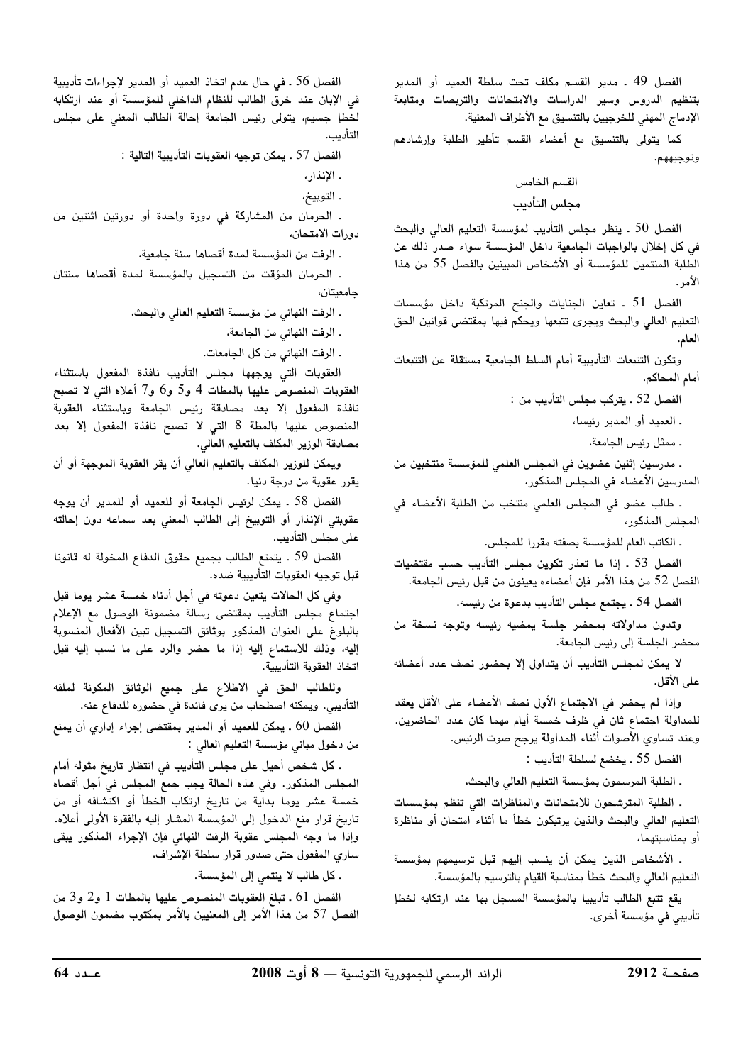الفصل 49 ـ مدير القسم مكلف تحت سلطة العميد أو المدير بتنظيم الدروس وسير الدراسات والامتحانات والتربصات ومتابعة الإدماج المهني للخرجيين بالتنسيق مع الأطراف المعنية.

كما يتولى بالتنسيق مع أعضاء القسم تأطير الطلبة وإرشادهم وتوجيههم.

## القسم الخامس

## مجلس التأديب

الفصل 50 ـ ينظر مجلس التأديب لمؤسسة التعليم العالي والبحث في كل إخلال بالواجبات الجامعية داخل المؤسسة سواء صدر ذلك عن الطلبة المنتمين للمؤسسة أو الأشخاص المبينين بالفصل 55 من هذا الأمر.

الفصل 51 ـ تعاين الجنايات والجنح المرتكبة داخل مؤسسات التعليم العالي والبحث ويجرى تتبعها ويحكم فيها بمقتضى قوانين الحق العام.

وتكون التتبعات التأديبية أمام السلط الجامعية مستقلة عن التتبعات أمام المحاكم.

الفصل 52 ـ يتركب مجلس التأديب من :

- العميد أو المدير رئيسا،
- ممثل رئيس الجامعة،
- مدرسين إثنين عضوين في المجلس العلمي للمؤسسة منتخبين من المدرسين الأعضاء في المجلس المذكور،
- طالب عضو في المجلس العلمي منتخب من الطلبة الأعضاء في المجلس المذكور،
- الكاتب العام للمؤسسة بصفته مقررا للمجلس.

الفصل 53 ـ إذا ما تعذر تكوين مجلس التأديب حسب مقتضيات الفصل 52 من هذا الأمر فإن أعضاءه يعينون من قبل رئيس الجامعة.

الفصل 54 ـ يجتمع مجلس التأديب بدعوة من رئيسه.

وتدون مداولاته بمحضر جلسة يمضيه رئيسه وتوجه نسخة من محضر الجلسة إلى رئيس الجامعة.

لا يمكن لمجلس التأديب أن يتداول إلا بحضور نصف عدد أعضائه على الأقل.

وإذا لم يحضر في الاجتماع الأول نصف الأعضاء على الأقل يعقد للمداولة اجتماع ثان في ظرف خمسة أيام مهما كان عدد الحاضرين. وعند تساوي الأصوات أثناء المداولة يرجح صوت الرئيس.

الفصل 55 ـ يخضع لسلطة التأديب :

- الطلبة المرسمون بمؤسسة التعليم العالي والبحث،
- الطلبة المترشحون للامتحانات والمناظرات التي تنظم بمؤسسات التعليم العالي والبحث والذين يرتكبون خطأ ما أثناء امتحان أو مناظرة أو بمناسبتهما،
- الأشخاص الذين يمكن أن ينسب إليهم قبل ترسيمهم بمؤسسة التعليم العالي والبحث خطأ بمناسبة القيام بالترسيم بالمؤسسة.

يقع تتبع الطالب تأديبيا بالمؤسسة المسجل بها عند ارتكابه لخطإ تأديبي في مؤسسة أخرى.

الفصل 56 ـ في حال عدم اتخاذ العميد أو المدير لإجراءات تأديبية في الإبان عند خرق الطالب للنظام الداخلي للمؤسسة أو عند ارتكابه لخطإ جسيم، يتولى رئيس الجامعة إحالة الطالب المعني على مجلس التأديب.

الفصل 57 ـ يمكن توجيه العقوبات التأديبية التالية :

- الإنذار،
- التوبيخ،
- الحرمان من المشاركة في دورة واحدة أو دورتين اثنتين من دورات الامتحان،
- الرفت من المؤسسة لمدة أقصاها سنة جامعية،
- الحرمان المؤقت من التسجيل بالمؤسسة لمدة أقصاها سنتان جامعيتان،
- الرفت النهائي من مؤسسة التعليم العالي والبحث،
- الرفت النهائي من الجامعة،
- الرفت النهائي من كل الجامعات.

العقوبات التي يوجهها مجلس التأديب نافذة المفعول باستثناء العقوبات المنصوص عليها بالمطات 4 و5 و6 و7 أعلاه التي لا تصبح نافذة المفعول إلا بعد مصادقة رئيس الجامعة وباستثناء العقوبة المنصوص عليها بالمطة 8 التي لا تصبح نافذة المفعول إلا بعد مصادقة الوزير المكلف بالتعليم العالي.

ويمكن للوزير المكلف بالتعليم العالي أن يقر العقوبة الموجهة أو أن يقرر عقوبة من درجة دنيا.

الفصل 58 ـ يمكن لرئيس الجامعة أو للعميد أو للمدير أن يوجه عقوبتي الإنذار أو التوبيخ إلى الطالب المعني بعد سماعه دون إحالته على مجلس التأديب.

الفصل 59 ـ يتمتع الطالب بجميع حقوق الدفاع المخولة له قانونا قبل توجيه العقوبات التأديبية ضده.

وفي كل الحالات يتعين دعوته في أجل أدناه خمسة عشر يوما قبل اجتماع مجلس التأديب بمقتضى رسالة مضمونة الوصول مع الإعلام بالبلوغ على العنوان المذكور بوثائق التسجيل تبين الأفعال المنسوبة إليه، وذلك للاستماع إليه إذا ما حضر والرد على ما نسب إليه قبل اتخاذ العقوبة التأديبية.

وللطالب الحق في الاطلاع على جميع الوثائق المكونة لملفه التأديبي. ويمكنه اصطحاب من يرى فائدة في حضوره للدفاع عنه.

الفصل 60 ـ يمكن للعميد أو المدير بمقتضى إجراء إداري أن يمنع من دخول مباني مؤسسة التعليم العالي :

- كل شخص أحيل على مجلس التأديب في انتظار تاريخ مثوله أمام المجلس المذكور. وفي هذه الحالة يجب جمع المجلس في أجل أقصاه خمسة عشر يوما بداية من تاريخ ارتكاب الخطأ أو اكتشافه أو من تاريخ قرار منع الدخول إلى المؤسسة المشار إليه بالفقرة الأولى أعلاه. وإذا ما وجه المجلس عقوبة الرفت النهائي فإن الإجراء المذكور يبقى ساري المفعول حتى صدور قرار سلطة الإشراف،
- كل طالب لا ينتمي إلى المؤسسة.

الفصل 61 ـ تبلغ العقوبات المنصوص عليها بالمطات 1 و2 و3 من الفصل 57 من هذا الأمر إلى المعنيين بالأمر بمكتوب مضمون الوصول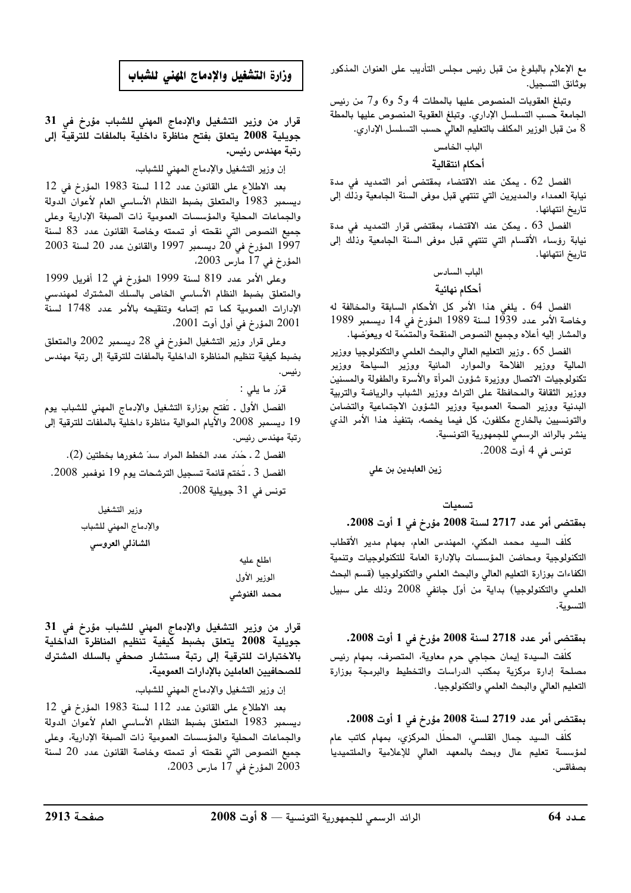مع الإعلام بالبلوغ من قبل رئيس مجلس التأديب على العنوان المذكور بوثائق التسجيل.

وتبلغ العقوبات المنصوص عليها بالمطات 4 و5 و6 و7 من رئيس الجامعة حسب التسلسل الإداري. وتبلغ العقوبة المنصوص عليها بالمطة 8 من قبل الوزير المكلف بالتعليم العالي حسب التسلسل الإداري.

الباب الخامس

### أحكام انتقالية

الفصل 62 ـ يمكن عند الاقتضاء بمقتضى أمر التمديد في مدة نيابة العمداء والمديرين التي تنتهي قبل موفى السنة الجامعية وذلك إلى تاريخ انتهائها.

الفصل 63 ـ يمكن عند الاقتضاء بمقتضى قرار التمديد في مدة نيابة رؤساء الأقسام التي تنتهي قبل موفى السنة الجامعية وذلك إلى تاريخ انتهائها.

الباب السادس

### أحكام نهائية

الفصل 64 ـ يلغى هذا الأمر كل الأحكام السابقة والمخالفة له وخاصة الأمر عدد 1939 لسنة 1989 المؤرخ في 14 ديسمبر 1989 والمشار إليه أعلاه وجميع النصوص المنقحة والمتمّمة له ويعوّضها.

الفصل 65 ـ وزير التعليم العالي والبحث العلمي والتكنولوجيا ووزير المالية ووزير الفلاحة والموارد المائية ووزير السياحة ووزير تكنولوجيات الاتصال ووزيرة شؤون المرأة والأسرة والطفولة والمسنين ووزير الثقافة والمحافظة على التراث ووزير الشباب والرياضة والتربية البدنية ووزير الصحة العمومية ووزير الشؤون الاجتماعية والتضامن والتونسيين بالخارج مكلفون، كل فيما يخصه، بتنفيذ هذا الأمر الذي ينشر بالرائد الرسمي للجمهورية التونسية.

تونس في 4 أوت 2008.

**زين العابدين بن علي**

## تسميات

**بمقتضى أمر عدد 2717 لسنة 2008 مؤرخ في 1 أوت 2008.**

كلّف السيد محمد المكني، المهندس العام، بمهام مدير الأقطاب التكنولوجية ومحاضن المؤسسات بالإدارة العامة للتكنولوجيات وتنمية الكفاءات بوزارة التعليم العالي والبحث العلمي والتكنولوجيا (قسم البحث العلمي والتكنولوجيا) بداية من أوّل جانفي 2008 وذلك على سبيل التسوية.

**بمقتضى أمر عدد 2718 لسنة 2008 مؤرخ في 1 أوت 2008.**

كلّفت السيدة إيمان حجاجي حرم معاوية، المتصرف، بمهام رئيس مصلحة إدارة مركزية بمكتب الدراسات والتخطيط والبرمجة بوزارة التعليم العالي والبحث العلمي والتكنولوجيا.

**بمقتضى أمر عدد 2719 لسنة 2008 مؤرخ في 1 أوت 2008.**

كلّف السيد جمال القلسي، المحلّل المركزي، بمهام كاتب عام لمؤسسة تعليم عال وبحث بالمعهد العالي للإعلامية والملتميديا بصفاقس.

## وزارة التشغيل والإدماج المهني للشباب

**قرار من وزير التشغيل والإدماج المهني للشباب مؤرخ في 31 جويلية 2008 يتعلق بفتح مناظرة داخلية بالملفات للترقية إلى رتبة مهندس رئيس.**

إن وزير التشغيل والإدماج المهني للشباب،

بعد الاطلاع على القانون عدد 112 لسنة 1983 المؤرخ في 12 ديسمبر 1983 والمتعلق بضبط النظام الأساسي العام لأعوان الدولة والجماعات المحلية والمؤسسات العمومية ذات الصبغة الإدارية وعلى جميع النصوص التي نقحته أو تممته وخاصة القانون عدد 83 لسنة 1997 المؤرخ في 20 ديسمبر 1997 والقانون عدد 20 لسنة 2003 المؤرخ في 17 مارس 2003،

وعلى الأمر عدد 819 لسنة 1999 المؤرخ في 12 أفريل 1999 والمتعلق بضبط النظام الأساسي الخاص بالسلك المشترك لمهندسي الإدارات العمومية كما تم إتمامه وتنقيحه بالأمر عدد 1748 لسنة 2001 المؤرخ في أول أوت 2001،

وعلى قرار وزير التشغيل المؤرخ في 28 ديسمبر 2002 والمتعلق بضبط كيفية تنظيم المناظرة الداخلية بالملفات للترقية إلى رتبة مهندس رئيس.

قرّر ما يلي :

الفصل الأول ـ تفتح بوزارة التشغيل والإدماج المهني للشباب يوم 19 ديسمبر 2008 والأيام الموالية مناظرة داخلية بالملفات للترقية إلى رتبة مهندس رئيس.

الفصل 2 ـ حدّد عدد الخطط المراد سدّ شغورها بخطتين (2).

الفصل 3 ـ تختم قائمة تسجيل الترشحات يوم 19 نوفمبر 2008.

تونس في 31 جويلية 2008.

وزير التشغيل
والإدماج المهني للشباب
**الشاذلي العروسي**

اطلع عليه
الوزير الأول
**محمد الغنوشي**

**قرار من وزير التشغيل والإدماج المهني للشباب مؤرخ في 31 جويلية 2008 يتعلق بضبط كيفية تنظيم المناظرة الداخلية بالاختبارات للترقية إلى رتبة مستشار صحفي بالسلك المشترك للصحافيين العاملين بالإدارات العمومية.**

إن وزير التشغيل والإدماج المهني للشباب،

بعد الاطلاع على القانون عدد 112 لسنة 1983 المؤرخ في 12 ديسمبر 1983 المتعلق بضبط النظام الأساسي العام لأعوان الدولة والجماعات المحلية والمؤسسات العمومية ذات الصبغة الإدارية، وعلى جميع النصوص التي نقحته أو تممته وخاصة القانون عدد 20 لسنة 2003 المؤرخ في 17 مارس 2003،